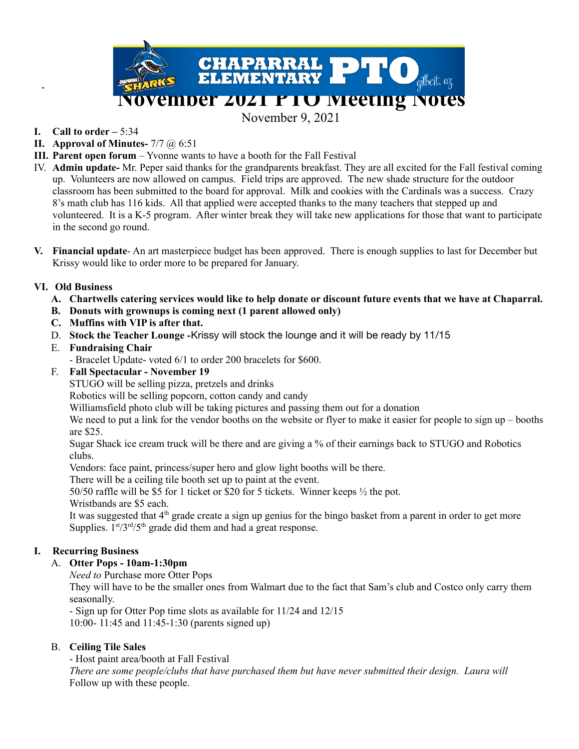# November 2021 PTO Meeting Notes

November 9, 2021

**I. Call to order** – 5:34

**II. Approval of Minutes-** 7/7 @ 6:51

**III. Parent open forum** – Yvonne wants to have a booth for the Fall Festival

IV. **Admin update-** Mr. Peper said thanks for the grandparents breakfast. They are all excited for the Fall festival coming up. Volunteers are now allowed on campus. Field trips are approved. The new shade structure for the outdoor classroom has been submitted to the board for approval. Milk and cookies with the Cardinals was a success. Crazy 8's math club has 116 kids. All that applied were accepted thanks to the many teachers that stepped up and volunteered. It is a K-5 program. After winter break they will take new applications for those that want to participate in the second go round.

**V. Financial update**- An art masterpiece budget has been approved. There is enough supplies to last for December but Krissy would like to order more to be prepared for January.

**VI. Old Business**

**A. Chartwells catering services would like to help donate or discount future events that we have at Chaparral.**

**B. Donuts with grownups is coming next (1 parent allowed only)**

**C. Muffins with VIP is after that.**

D. **Stock the Teacher Lounge** -Krissy will stock the lounge and it will be ready by 11/15

E. **Fundraising Chair**

- Bracelet Update- voted 6/1 to order 200 bracelets for $600.

F. **Fall Spectacular - November 19**

STUGO will be selling pizza, pretzels and drinks

Robotics will be selling popcorn, cotton candy and candy

Williamsfield photo club will be taking pictures and passing them out for a donation

We need to put a link for the vendor booths on the website or flyer to make it easier for people to sign up – booths are $25.

Sugar Shack ice cream truck will be there and are giving a % of their earnings back to STUGO and Robotics clubs.

Vendors: face paint, princess/super hero and glow light booths will be there.

There will be a ceiling tile booth set up to paint at the event.

50/50 raffle will be $5 for 1 ticket or $20 for 5 tickets. Winner keeps ½ the pot.

Wristbands are $5 each.

It was suggested that 4th grade create a sign up genius for the bingo basket from a parent in order to get more Supplies. 1st/3rd/5th grade did them and had a great response.

**I. Recurring Business**

A. **Otter Pops - 10am-1:30pm**

*Need to* Purchase more Otter Pops

They will have to be the smaller ones from Walmart due to the fact that Sam's club and Costco only carry them seasonally.

- Sign up for Otter Pop time slots as available for 11/24 and 12/15

10:00- 11:45 and 11:45-1:30 (parents signed up)

B. **Ceiling Tile Sales**

- Host paint area/booth at Fall Festival

*There are some people/clubs that have purchased them but have never submitted their design. Laura will* Follow up with these people.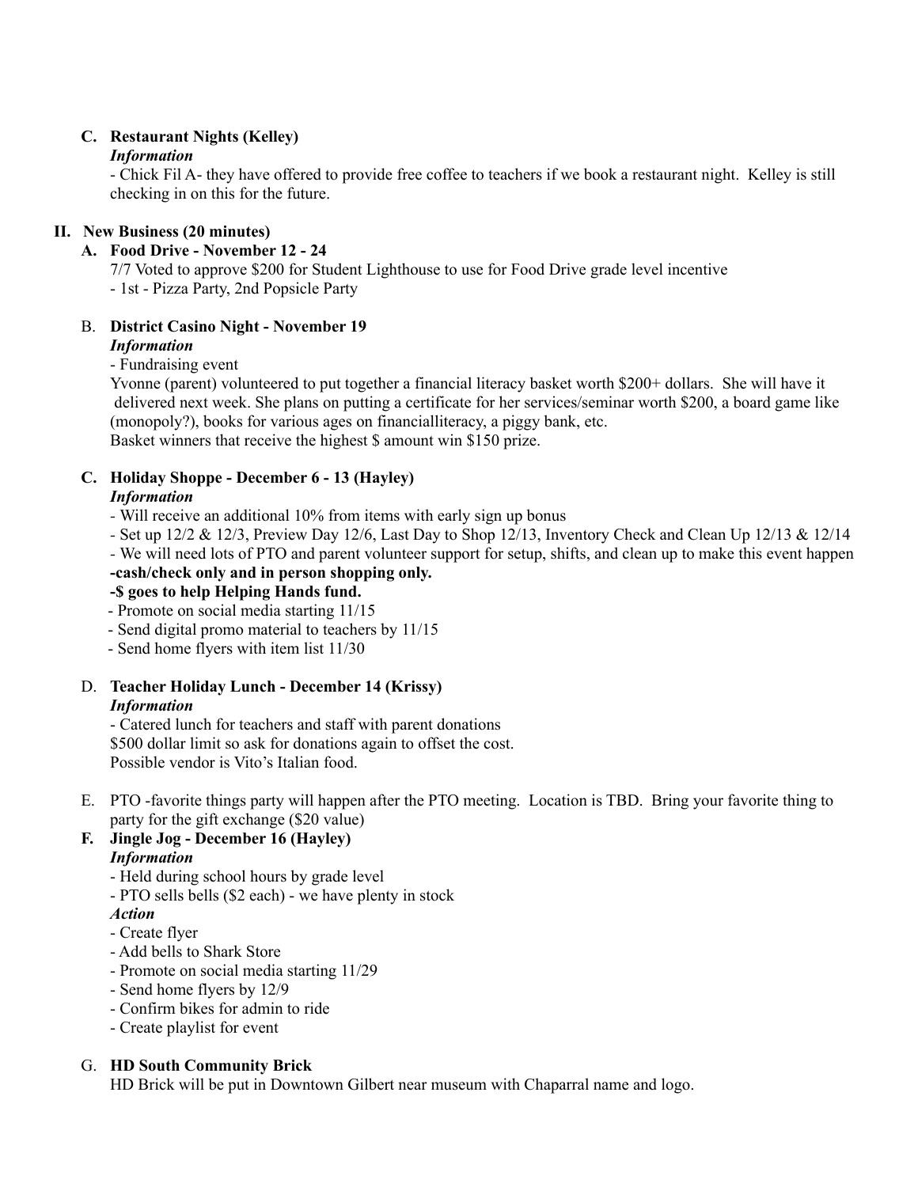**C. Restaurant Nights (Kelley)**

***Information***

- Chick Fil A- they have offered to provide free coffee to teachers if we book a restaurant night. Kelley is still checking in on this for the future.

## II. New Business (20 minutes)

**A. Food Drive - November 12 - 24**

7/7 Voted to approve $200 for Student Lighthouse to use for Food Drive grade level incentive

- 1st - Pizza Party, 2nd Popsicle Party

B. **District Casino Night - November 19**

***Information***

- Fundraising event

Yvonne (parent) volunteered to put together a financial literacy basket worth $200+ dollars. She will have it delivered next week. She plans on putting a certificate for her services/seminar worth $200, a board game like (monopoly?), books for various ages on financialliteracy, a piggy bank, etc.

Basket winners that receive the highest $ amount win $150 prize.

**C. Holiday Shoppe - December 6 - 13 (Hayley)**

***Information***

- Will receive an additional 10% from items with early sign up bonus
- Set up 12/2 & 12/3, Preview Day 12/6, Last Day to Shop 12/13, Inventory Check and Clean Up 12/13 & 12/14
- We will need lots of PTO and parent volunteer support for setup, shifts, and clean up to make this event happen

**-cash/check only and in person shopping only.**

**-$ goes to help Helping Hands fund.**

- Promote on social media starting 11/15
- Send digital promo material to teachers by 11/15
- Send home flyers with item list 11/30

D. **Teacher Holiday Lunch - December 14 (Krissy)**

***Information***

- Catered lunch for teachers and staff with parent donations

$500 dollar limit so ask for donations again to offset the cost.

Possible vendor is Vito's Italian food.

E. PTO -favorite things party will happen after the PTO meeting. Location is TBD. Bring your favorite thing to party for the gift exchange ($20 value)

**F. Jingle Jog - December 16 (Hayley)**

***Information***

- Held during school hours by grade level
- PTO sells bells ($2 each) - we have plenty in stock

***Action***

- Create flyer
- Add bells to Shark Store
- Promote on social media starting 11/29
- Send home flyers by 12/9
- Confirm bikes for admin to ride
- Create playlist for event

G. **HD South Community Brick**

HD Brick will be put in Downtown Gilbert near museum with Chaparral name and logo.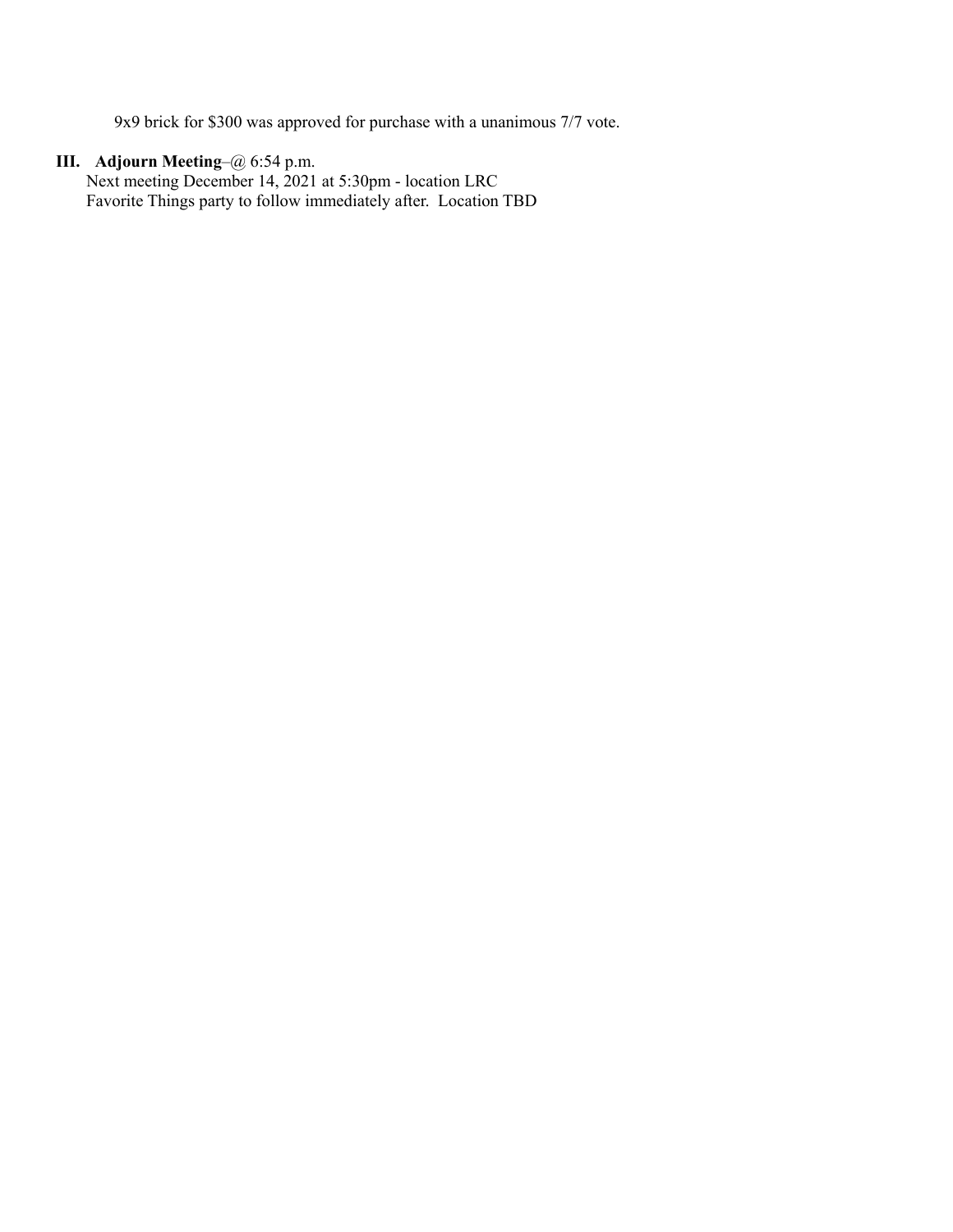9x9 brick for $300 was approved for purchase with a unanimous 7/7 vote.

**III. Adjourn Meeting**–@ 6:54 p.m.

Next meeting December 14, 2021 at 5:30pm - location LRC

Favorite Things party to follow immediately after. Location TBD